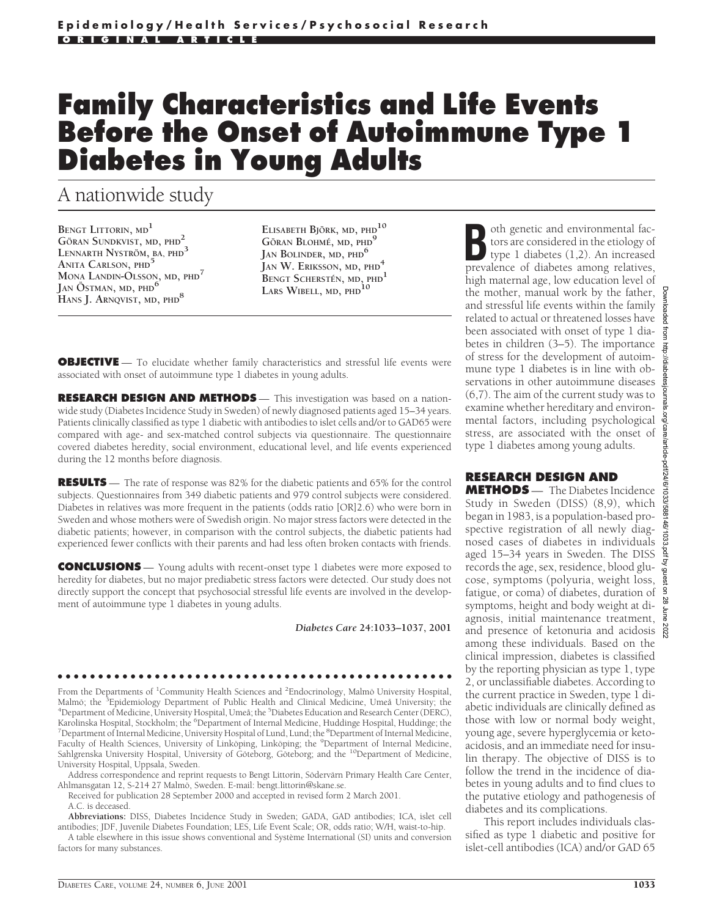Epidemiology/Health Services/Psychosocial Research

ORIGINAL ARTICLE

# Family Characteristics and Life Events Before the Onset of Autoimmune Type 1 Diabetes in Young Adults

## A nationwide study

BENGT LITTORIN, MD[1]
GÖRAN SUNDKVIST, MD, PHD[2]
LENNARTH NYSTRÖM, BA, PHD[3]
ANITA CARLSON, PHD[5]
MONA LANDIN-OLSSON, MD, PHD[7]
JAN ÖSTMAN, MD, PHD[6]
HANS J. ARNQVIST, MD, PHD[8]
ELISABETH BJÖRK, MD, PHD[10]
GÖRAN BLOHMÉ, MD, PHD[9]
JAN BOLINDER, MD, PHD[6]
JAN W. ERIKSSON, MD, PHD[4]
BENGT SCHERSTÉN, MD, PHD[1]
LARS WIBELL, MD, PHD[10]

**OBJECTIVE** — To elucidate whether family characteristics and stressful life events were associated with onset of autoimmune type 1 diabetes in young adults.

**RESEARCH DESIGN AND METHODS** — This investigation was based on a nationwide study (Diabetes Incidence Study in Sweden) of newly diagnosed patients aged 15–34 years. Patients clinically classified as type 1 diabetic with antibodies to islet cells and/or to GAD65 were compared with age- and sex-matched control subjects via questionnaire. The questionnaire covered diabetes heredity, social environment, educational level, and life events experienced during the 12 months before diagnosis.

**RESULTS** — The rate of response was 82% for the diabetic patients and 65% for the control subjects. Questionnaires from 349 diabetic patients and 979 control subjects were considered. Diabetes in relatives was more frequent in the patients (odds ratio [OR]2.6) who were born in Sweden and whose mothers were of Swedish origin. No major stress factors were detected in the diabetic patients; however, in comparison with the control subjects, the diabetic patients had experienced fewer conflicts with their parents and had less often broken contacts with friends.

**CONCLUSIONS** — Young adults with recent-onset type 1 diabetes were more exposed to heredity for diabetes, but no major prediabetic stress factors were detected. Our study does not directly support the concept that psychosocial stressful life events are involved in the development of autoimmune type 1 diabetes in young adults.

*Diabetes Care* **24:1033–1037, 2001**

From the Departments of [1]Community Health Sciences and [2]Endocrinology, Malmö University Hospital, Malmö; the [3]Epidemiology Department of Public Health and Clinical Medicine, Umeå University; the [4]Department of Medicine, University Hospital, Umeå; the [5]Diabetes Education and Research Center (DERC), Karolinska Hospital, Stockholm; the [6]Department of Internal Medicine, Huddinge Hospital, Huddinge; the [7]Department of Internal Medicine, University Hospital of Lund, Lund; the [8]Department of Internal Medicine, Faculty of Health Sciences, University of Linköping, Linköping; the [9]Department of Internal Medicine, Sahlgrenska University Hospital, University of Göteborg, Göteborg; and the [10]Department of Medicine, University Hospital, Uppsala, Sweden.

Address correspondence and reprint requests to Bengt Littorin, Södervärn Primary Health Care Center, Ahlmansgatan 12, S-214 27 Malmö, Sweden. E-mail: bengt.littorin@skane.se.

Received for publication 28 September 2000 and accepted in revised form 2 March 2001.

A.C. is deceased.

**Abbreviations:** DISS, Diabetes Incidence Study in Sweden; GADA, GAD antibodies; ICA, islet cell antibodies; JDF, Juvenile Diabetes Foundation; LES, Life Event Scale; OR, odds ratio; W/H, waist-to-hip.

A table elsewhere in this issue shows conventional and Système International (SI) units and conversion factors for many substances.

Both genetic and environmental factors are considered in the etiology of type 1 diabetes (1,2). An increased prevalence of diabetes among relatives, high maternal age, low education level of the mother, manual work by the father, and stressful life events within the family related to actual or threatened losses have been associated with onset of type 1 diabetes in children (3–5). The importance of stress for the development of autoimmune type 1 diabetes is in line with observations in other autoimmune diseases (6,7). The aim of the current study was to examine whether hereditary and environmental factors, including psychological stress, are associated with the onset of type 1 diabetes among young adults.

## RESEARCH DESIGN AND METHODS

The Diabetes Incidence Study in Sweden (DISS) (8,9), which began in 1983, is a population-based prospective registration of all newly diagnosed cases of diabetes in individuals aged 15–34 years in Sweden. The DISS records the age, sex, residence, blood glucose, symptoms (polyuria, weight loss, fatigue, or coma) of diabetes, duration of symptoms, height and body weight at diagnosis, initial maintenance treatment, and presence of ketonuria and acidosis among these individuals. Based on the clinical impression, diabetes is classified by the reporting physician as type 1, type 2, or unclassifiable diabetes. According to the current practice in Sweden, type 1 diabetic individuals are clinically defined as those with low or normal body weight, young age, severe hyperglycemia or ketoacidosis, and an immediate need for insulin therapy. The objective of DISS is to follow the trend in the incidence of diabetes in young adults and to find clues to the putative etiology and pathogenesis of diabetes and its complications.

This report includes individuals classified as type 1 diabetic and positive for islet-cell antibodies (ICA) and/or GAD 65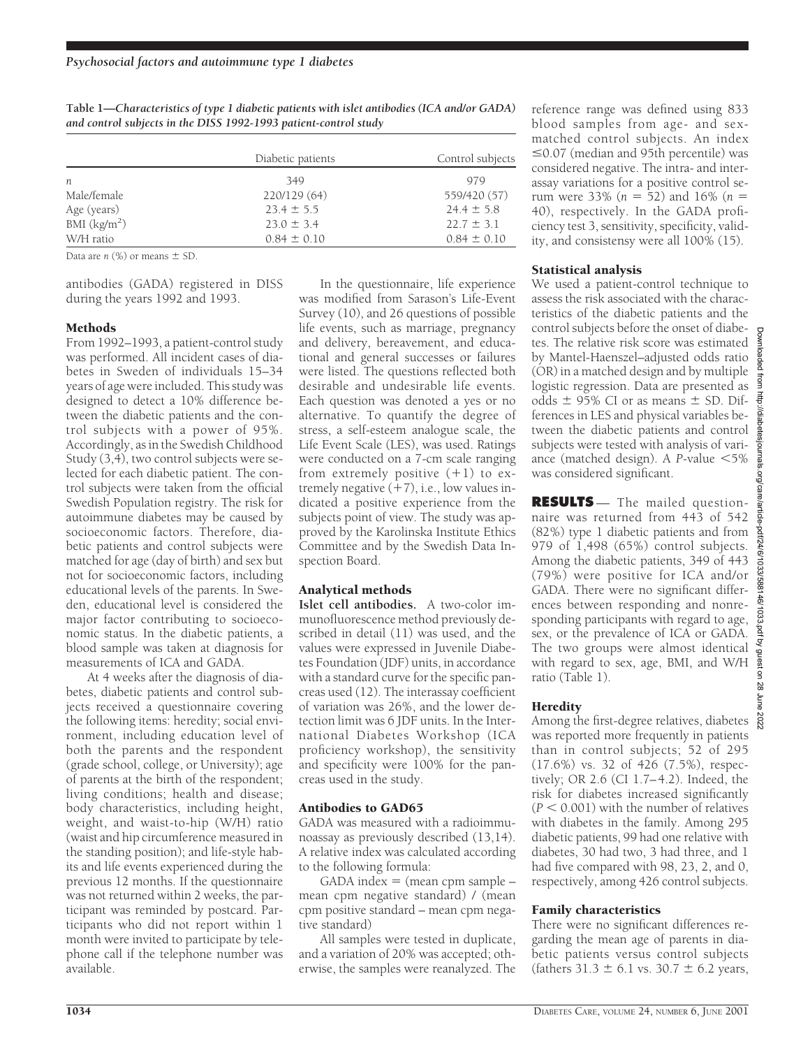**Table 1—*Characteristics of type 1 diabetic patients with islet antibodies (ICA and/or GADA) and control subjects in the DISS 1992-1993 patient-control study***

| | Diabetic patients | Control subjects |
|---|---|---|
| $n$ | 349 | 979 |
| Male/female | 220/129 (64) | 559/420 (57) |
| Age (years) | 23.4 ± 5.5 | 24.4 ± 5.8 |
| BMI (kg/m$^2$) | 23.0 ± 3.4 | 22.7 ± 3.1 |
| W/H ratio | 0.84 ± 0.10 | 0.84 ± 0.10 |

Data are $n$ (%) or means ± SD.

antibodies (GADA) registered in DISS during the years 1992 and 1993.

## Methods

From 1992–1993, a patient-control study was performed. All incident cases of diabetes in Sweden of individuals 15–34 years of age were included. This study was designed to detect a 10% difference between the diabetic patients and the control subjects with a power of 95%. Accordingly, as in the Swedish Childhood Study (3,4), two control subjects were selected for each diabetic patient. The control subjects were taken from the official Swedish Population registry. The risk for autoimmune diabetes may be caused by socioeconomic factors. Therefore, diabetic patients and control subjects were matched for age (day of birth) and sex but not for socioeconomic factors, including educational levels of the parents. In Sweden, educational level is considered the major factor contributing to socioeconomic status. In the diabetic patients, a blood sample was taken at diagnosis for measurements of ICA and GADA.

At 4 weeks after the diagnosis of diabetes, diabetic patients and control subjects received a questionnaire covering the following items: heredity; social environment, including education level of both the parents and the respondent (grade school, college, or University); age of parents at the birth of the respondent; living conditions; health and disease; body characteristics, including height, weight, and waist-to-hip (W/H) ratio (waist and hip circumference measured in the standing position); and life-style habits and life events experienced during the previous 12 months. If the questionnaire was not returned within 2 weeks, the participant was reminded by postcard. Participants who did not report within 1 month were invited to participate by telephone call if the telephone number was available.

In the questionnaire, life experience was modified from Sarason's Life-Event Survey (10), and 26 questions of possible life events, such as marriage, pregnancy and delivery, bereavement, and educational and general successes or failures were listed. The questions reflected both desirable and undesirable life events. Each question was denoted a yes or no alternative. To quantify the degree of stress, a self-esteem analogue scale, the Life Event Scale (LES), was used. Ratings were conducted on a 7-cm scale ranging from extremely positive (+1) to extremely negative (+7), i.e., low values indicated a positive experience from the subjects point of view. The study was approved by the Karolinska Institute Ethics Committee and by the Swedish Data Inspection Board.

### Analytical methods

**Islet cell antibodies.** A two-color immunofluorescence method previously described in detail (11) was used, and the values were expressed in Juvenile Diabetes Foundation (JDF) units, in accordance with a standard curve for the specific pancreas used (12). The interassay coefficient of variation was 26%, and the lower detection limit was 6 JDF units. In the International Diabetes Workshop (ICA proficiency workshop), the sensitivity and specificity were 100% for the pancreas used in the study.

### Antibodies to GAD65

GADA was measured with a radioimmunoassay as previously described (13,14). A relative index was calculated according to the following formula:

GADA index = (mean cpm sample – mean cpm negative standard) / (mean cpm positive standard – mean cpm negative standard)

All samples were tested in duplicate, and a variation of 20% was accepted; otherwise, the samples were reanalyzed. The reference range was defined using 833 blood samples from age- and sex-matched control subjects. An index ≤0.07 (median and 95th percentile) was considered negative. The intra- and interassay variations for a positive control serum were 33% ($n$ = 52) and 16% ($n$ = 40), respectively. In the GADA proficiency test 3, sensitivity, specificity, validity, and consistensy were all 100% (15).

### Statistical analysis

We used a patient-control technique to assess the risk associated with the characteristics of the diabetic patients and the control subjects before the onset of diabetes. The relative risk score was estimated by Mantel-Haenszel–adjusted odds ratio (OR) in a matched design and by multiple logistic regression. Data are presented as odds ± 95% CI or as means ± SD. Differences in LES and physical variables between the diabetic patients and control subjects were tested with analysis of variance (matched design). A $P$-value <5% was considered significant.

## RESULTS

The mailed questionnaire was returned from 443 of 542 (82%) type 1 diabetic patients and from 979 of 1,498 (65%) control subjects. Among the diabetic patients, 349 of 443 (79%) were positive for ICA and/or GADA. There were no significant differences between responding and nonresponding participants with regard to age, sex, or the prevalence of ICA or GADA. The two groups were almost identical with regard to sex, age, BMI, and W/H ratio (Table 1).

### Heredity

Among the first-degree relatives, diabetes was reported more frequently in patients than in control subjects; 52 of 295 (17.6%) vs. 32 of 426 (7.5%), respectively; OR 2.6 (CI 1.7–4.2). Indeed, the risk for diabetes increased significantly ($P < 0.001$) with the number of relatives with diabetes in the family. Among 295 diabetic patients, 99 had one relative with diabetes, 30 had two, 3 had three, and 1 had five compared with 98, 23, 2, and 0, respectively, among 426 control subjects.

### Family characteristics

There were no significant differences regarding the mean age of parents in diabetic patients versus control subjects (fathers 31.3 ± 6.1 vs. 30.7 ± 6.2 years,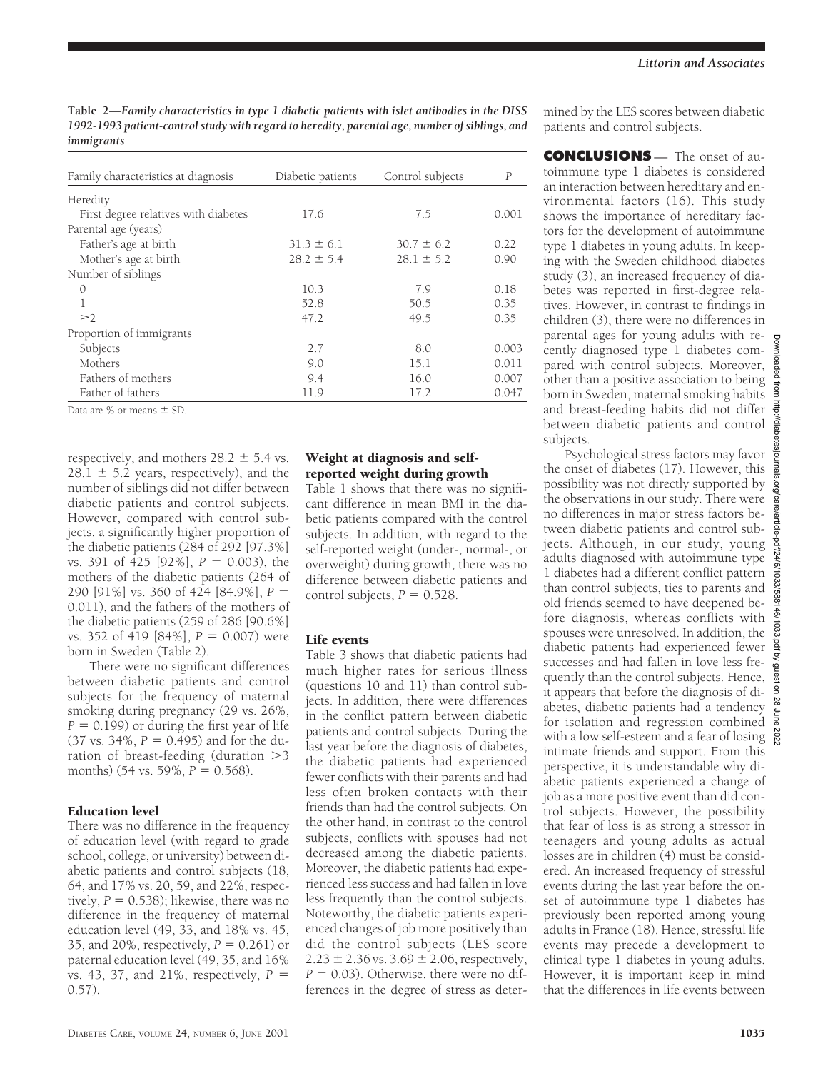**Table 2—Family characteristics in type 1 diabetic patients with islet antibodies in the DISS 1992-1993 patient-control study with regard to heredity, parental age, number of siblings, and immigrants**

| Family characteristics at diagnosis | Diabetic patients | Control subjects | P |
|---|---|---|---|
| Heredity | | | |
| First degree relatives with diabetes | 17.6 | 7.5 | 0.001 |
| Parental age (years) | | | |
| Father's age at birth | 31.3 ± 6.1 | 30.7 ± 6.2 | 0.22 |
| Mother's age at birth | 28.2 ± 5.4 | 28.1 ± 5.2 | 0.90 |
| Number of siblings | | | |
| 0 | 10.3 | 7.9 | 0.18 |
| 1 | 52.8 | 50.5 | 0.35 |
| ≥2 | 47.2 | 49.5 | 0.35 |
| Proportion of immigrants | | | |
| Subjects | 2.7 | 8.0 | 0.003 |
| Mothers | 9.0 | 15.1 | 0.011 |
| Fathers of mothers | 9.4 | 16.0 | 0.007 |
| Father of fathers | 11.9 | 17.2 | 0.047 |

Data are % or means ± SD.

respectively, and mothers 28.2 ± 5.4 vs. 28.1 ± 5.2 years, respectively), and the number of siblings did not differ between diabetic patients and control subjects. However, compared with control subjects, a significantly higher proportion of the diabetic patients (284 of 292 [97.3%] vs. 391 of 425 [92%], $P = 0.003$), the mothers of the diabetic patients (264 of 290 [91%] vs. 360 of 424 [84.9%], $P = 0.011$), and the fathers of the mothers of the diabetic patients (259 of 286 [90.6%] vs. 352 of 419 [84%], $P = 0.007$) were born in Sweden (Table 2).

There were no significant differences between diabetic patients and control subjects for the frequency of maternal smoking during pregnancy (29 vs. 26%, $P = 0.199$) or during the first year of life (37 vs. 34%, $P = 0.495$) and for the duration of breast-feeding (duration >3 months) (54 vs. 59%, $P = 0.568$).

### Education level

There was no difference in the frequency of education level (with regard to grade school, college, or university) between diabetic patients and control subjects (18, 64, and 17% vs. 20, 59, and 22%, respectively, $P = 0.538$); likewise, there was no difference in the frequency of maternal education level (49, 33, and 18% vs. 45, 35, and 20%, respectively, $P = 0.261$) or paternal education level (49, 35, and 16% vs. 43, 37, and 21%, respectively, $P = 0.57$).

### Weight at diagnosis and self-reported weight during growth

Table 1 shows that there was no significant difference in mean BMI in the diabetic patients compared with the control subjects. In addition, with regard to the self-reported weight (under-, normal-, or overweight) during growth, there was no difference between diabetic patients and control subjects, $P = 0.528$.

### Life events

Table 3 shows that diabetic patients had much higher rates for serious illness (questions 10 and 11) than control subjects. In addition, there were differences in the conflict pattern between diabetic patients and control subjects. During the last year before the diagnosis of diabetes, the diabetic patients had experienced fewer conflicts with their parents and had less often broken contacts with their friends than had the control subjects. On the other hand, in contrast to the control subjects, conflicts with spouses had not decreased among the diabetic patients. Moreover, the diabetic patients had experienced less success and had fallen in love less frequently than the control subjects. Noteworthy, the diabetic patients experienced changes of job more positively than did the control subjects (LES score 2.23 ± 2.36 vs. 3.69 ± 2.06, respectively, $P = 0.03$). Otherwise, there were no differences in the degree of stress as determined by the LES scores between diabetic patients and control subjects.

## CONCLUSIONS

The onset of autoimmune type 1 diabetes is considered an interaction between hereditary and environmental factors (16). This study shows the importance of hereditary factors for the development of autoimmune type 1 diabetes in young adults. In keeping with the Sweden childhood diabetes study (3), an increased frequency of diabetes was reported in first-degree relatives. However, in contrast to findings in children (3), there were no differences in parental ages for young adults with recently diagnosed type 1 diabetes compared with control subjects. Moreover, other than a positive association to being born in Sweden, maternal smoking habits and breast-feeding habits did not differ between diabetic patients and control subjects.

Psychological stress factors may favor the onset of diabetes (17). However, this possibility was not directly supported by the observations in our study. There were no differences in major stress factors between diabetic patients and control subjects. Although, in our study, young adults diagnosed with autoimmune type 1 diabetes had a different conflict pattern than control subjects, ties to parents and old friends seemed to have deepened before diagnosis, whereas conflicts with spouses were unresolved. In addition, the diabetic patients had experienced fewer successes and had fallen in love less frequently than the control subjects. Hence, it appears that before the diagnosis of diabetes, diabetic patients had a tendency for isolation and regression combined with a low self-esteem and a fear of losing intimate friends and support. From this perspective, it is understandable why diabetic patients experienced a change of job as a more positive event than did control subjects. However, the possibility that fear of loss is as strong a stressor in teenagers and young adults as actual losses are in children (4) must be considered. An increased frequency of stressful events during the last year before the onset of autoimmune type 1 diabetes has previously been reported among young adults in France (18). Hence, stressful life events may precede a development to clinical type 1 diabetes in young adults. However, it is important keep in mind that the differences in life events between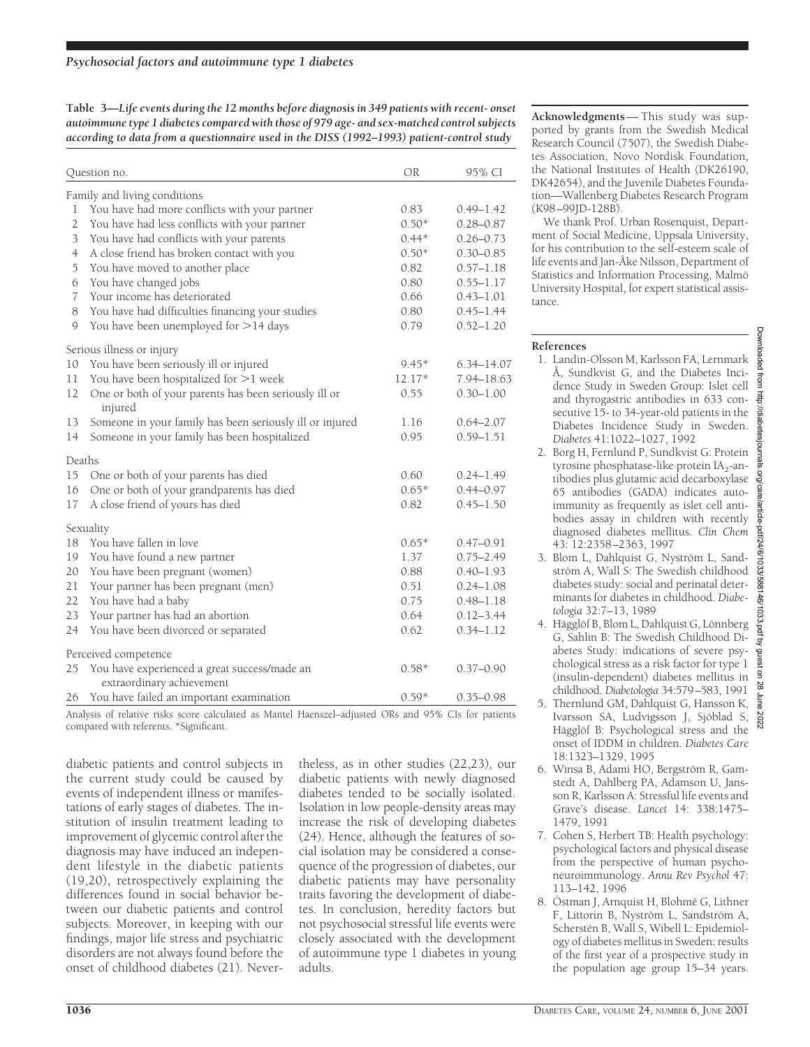**Table 3—*Life events during the 12 months before diagnosis in 349 patients with recent- onset autoimmune type 1 diabetes compared with those of 979 age- and sex-matched control subjects according to data from a questionnaire used in the DISS (1992–1993) patient-control study***

| Question no. | | OR | 95% CI |
|---|---|---|---|
| Family and living conditions | | | |
| 1 | You have had more conflicts with your partner | 0.83 | 0.49–1.42 |
| 2 | You have had less conflicts with your partner | 0.50* | 0.28–0.87 |
| 3 | You have had conflicts with your parents | 0.44* | 0.26–0.73 |
| 4 | A close friend has broken contact with you | 0.50* | 0.30–0.85 |
| 5 | You have moved to another place | 0.82 | 0.57–1.18 |
| 6 | You have changed jobs | 0.80 | 0.55–1.17 |
| 7 | Your income has deteriorated | 0.66 | 0.43–1.01 |
| 8 | You have had difficulties financing your studies | 0.80 | 0.45–1.44 |
| 9 | You have been unemployed for >14 days | 0.79 | 0.52–1.20 |
| Serious illness or injury | | | |
| 10 | You have been seriously ill or injured | 9.45* | 6.34–14.07 |
| 11 | You have been hospitalized for >1 week | 12.17* | 7.94–18.63 |
| 12 | One or both of your parents has been seriously ill or injured | 0.55 | 0.30–1.00 |
| 13 | Someone in your family has been seriously ill or injured | 1.16 | 0.64–2.07 |
| 14 | Someone in your family has been hospitalized | 0.95 | 0.59–1.51 |
| Deaths | | | |
| 15 | One or both of your parents has died | 0.60 | 0.24–1.49 |
| 16 | One or both of your grandparents has died | 0.65* | 0.44–0.97 |
| 17 | A close friend of yours has died | 0.82 | 0.45–1.50 |
| Sexuality | | | |
| 18 | You have fallen in love | 0.65* | 0.47–0.91 |
| 19 | You have found a new partner | 1.37 | 0.75–2.49 |
| 20 | You have been pregnant (women) | 0.88 | 0.40–1.93 |
| 21 | Your partner has been pregnant (men) | 0.51 | 0.24–1.08 |
| 22 | You have had a baby | 0.75 | 0.48–1.18 |
| 23 | Your partner has had an abortion | 0.64 | 0.12–3.44 |
| 24 | You have been divorced or separated | 0.62 | 0.34–1.12 |
| Perceived competence | | | |
| 25 | You have experienced a great success/made an extraordinary achievement | 0.58* | 0.37–0.90 |
| 26 | You have failed an important examination | 0.59* | 0.35–0.98 |

Analysis of relative risks score calculated as Mantel Haenszel–adjusted ORs and 95% CIs for patients compared with referents. *Significant.

diabetic patients and control subjects in the current study could be caused by events of independent illness or manifestations of early stages of diabetes. The institution of insulin treatment leading to improvement of glycemic control after the diagnosis may have induced an independent lifestyle in the diabetic patients (19,20), retrospectively explaining the differences found in social behavior between our diabetic patients and control subjects. Moreover, in keeping with our findings, major life stress and psychiatric disorders are not always found before the onset of childhood diabetes (21). Nevertheless, as in other studies (22,23), our diabetic patients with newly diagnosed diabetes tended to be socially isolated. Isolation in low people-density areas may increase the risk of developing diabetes (24). Hence, although the features of social isolation may be considered a consequence of the progression of diabetes, our diabetic patients may have personality traits favoring the development of diabetes. In conclusion, heredity factors but not psychosocial stressful life events were closely associated with the development of autoimmune type 1 diabetes in young adults.

**Acknowledgments** — This study was supported by grants from the Swedish Medical Research Council (7507), the Swedish Diabetes Association, Novo Nordisk Foundation, the National Institutes of Health (DK26190, DK42654), and the Juvenile Diabetes Foundation—Wallenberg Diabetes Research Program (K98–99JD-128B).

We thank Prof. Urban Rosenquist, Department of Social Medicine, Uppsala University, for his contribution to the self-esteem scale of life events and Jan-Åke Nilsson, Department of Statistics and Information Processing, Malmö University Hospital, for expert statistical assistance.

## References

1. Landin-Olsson M, Karlsson FA, Lernmark Å, Sundkvist G, and the Diabetes Incidence Study in Sweden Group: Islet cell and thyrogastric antibodies in 633 consecutive 15- to 34-year-old patients in the Diabetes Incidence Study in Sweden. *Diabetes* 41:1022–1027, 1992
2. Borg H, Fernlund P, Sundkvist G: Protein tyrosine phosphatase-like protein $IA_2$-antibodies plus glutamic acid decarboxylase 65 antibodies (GADA) indicates autoimmunity as frequently as islet cell antibodies assay in children with recently diagnosed diabetes mellitus. *Clin Chem* 43: 12:2358–2363, 1997
3. Blom L, Dahlquist G, Nyström L, Sandström A, Wall S: The Swedish childhood diabetes study: social and perinatal determinants for diabetes in childhood. *Diabetologia* 32:7–13, 1989
4. Hägglöf B, Blom L, Dahlquist G, Lönnberg G, Sahlin B: The Swedish Childhood Diabetes Study: indications of severe psychological stress as a risk factor for type 1 (insulin-dependent) diabetes mellitus in childhood. *Diabetologia* 34:579–583, 1991
5. Thernlund GM, Dahlquist G, Hansson K, Ivarsson SA, Ludvigsson J, Sjöblad S, Hägglöf B: Psychological stress and the onset of IDDM in children. *Diabetes Care* 18:1323–1329, 1995
6. Winsa B, Adami HO, Bergström R, Gamstedt A, Dahlberg PA, Adamson U, Jansson R, Karlsson A: Stressful life events and Grave's disease. *Lancet* 14: 338:1475–1479, 1991
7. Cohen S, Herbert TB: Health psychology: psychological factors and physical disease from the perspective of human psychoneuroimmunology. *Annu Rev Psychol* 47: 113–142, 1996
8. Östman J, Arnquist H, Blohmé G, Lithner F, Littorin B, Nyström L, Sandström A, Scherstén B, Wall S, Wibell L: Epidemiology of diabetes mellitus in Sweden: results of the first year of a prospective study in the population age group 15–34 years.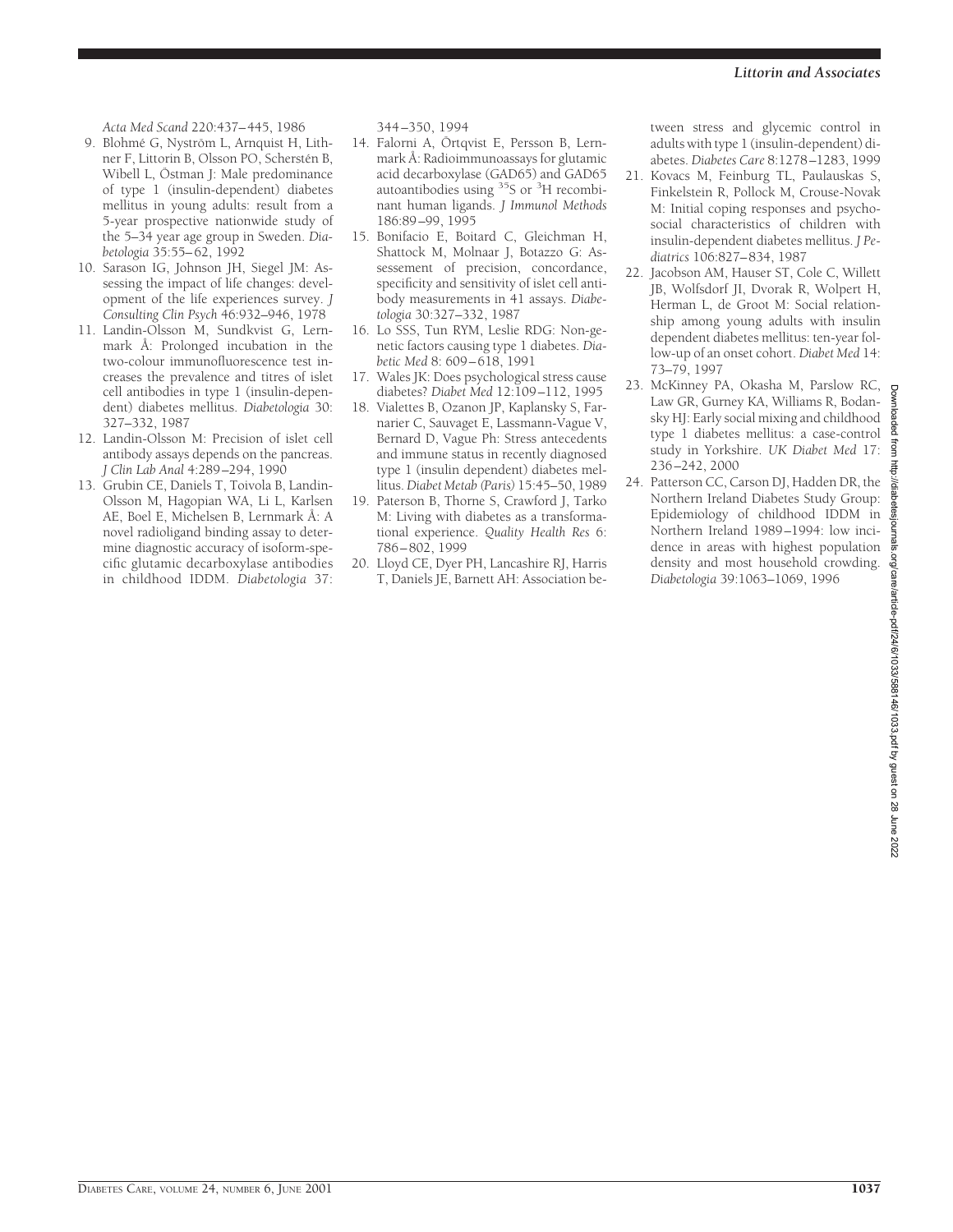*Acta Med Scand* 220:437–445, 1986

9. Blohmé G, Nyström L, Arnquist H, Lithner F, Littorin B, Olsson PO, Scherstén B, Wibell L, Östman J: Male predominance of type 1 (insulin-dependent) diabetes mellitus in young adults: result from a 5-year prospective nationwide study of the 5–34 year age group in Sweden. *Diabetologia* 35:55–62, 1992
10. Sarason IG, Johnson JH, Siegel JM: Assessing the impact of life changes: development of the life experiences survey. *J Consulting Clin Psych* 46:932–946, 1978
11. Landin-Olsson M, Sundkvist G, Lernmark Å: Prolonged incubation in the two-colour immunofluorescence test increases the prevalence and titres of islet cell antibodies in type 1 (insulin-dependent) diabetes mellitus. *Diabetologia* 30: 327–332, 1987
12. Landin-Olsson M: Precision of islet cell antibody assays depends on the pancreas. *J Clin Lab Anal* 4:289–294, 1990
13. Grubin CE, Daniels T, Toivola B, Landin-Olsson M, Hagopian WA, Li L, Karlsen AE, Boel E, Michelsen B, Lernmark Å: A novel radioligand binding assay to determine diagnostic accuracy of isoform-specific glutamic decarboxylase antibodies in childhood IDDM. *Diabetologia* 37: 344–350, 1994
14. Falorni A, Örtqvist E, Persson B, Lernmark Å: Radioimmunoassays for glutamic acid decarboxylase (GAD65) and GAD65 autoantibodies using $^{35}S$ or $^{3}H$ recombinant human ligands. *J Immunol Methods* 186:89–99, 1995
15. Bonifacio E, Boitard C, Gleichman H, Shattock M, Molnaar J, Botazzo G: Assessement of precision, concordance, specificity and sensitivity of islet cell antibody measurements in 41 assays. *Diabetologia* 30:327–332, 1987
16. Lo SSS, Tun RYM, Leslie RDG: Non-genetic factors causing type 1 diabetes. *Diabetic Med* 8: 609–618, 1991
17. Wales JK: Does psychological stress cause diabetes? *Diabet Med* 12:109–112, 1995
18. Vialettes B, Ozanon JP, Kaplansky S, Farnarier C, Sauvaget E, Lassmann-Vague V, Bernard D, Vague Ph: Stress antecedents and immune status in recently diagnosed type 1 (insulin dependent) diabetes mellitus. *Diabet Metab (Paris)* 15:45–50, 1989
19. Paterson B, Thorne S, Crawford J, Tarko M: Living with diabetes as a transformational experience. *Quality Health Res* 6: 786–802, 1999
20. Lloyd CE, Dyer PH, Lancashire RJ, Harris T, Daniels JE, Barnett AH: Association between stress and glycemic control in adults with type 1 (insulin-dependent) diabetes. *Diabetes Care* 8:1278–1283, 1999
21. Kovacs M, Feinburg TL, Paulauskas S, Finkelstein R, Pollock M, Crouse-Novak M: Initial coping responses and psychosocial characteristics of children with insulin-dependent diabetes mellitus. *J Pediatrics* 106:827–834, 1987
22. Jacobson AM, Hauser ST, Cole C, Willett JB, Wolfsdorf JI, Dvorak R, Wolpert H, Herman L, de Groot M: Social relationship among young adults with insulin dependent diabetes mellitus: ten-year follow-up of an onset cohort. *Diabet Med* 14: 73–79, 1997
23. McKinney PA, Okasha M, Parslow RC, Law GR, Gurney KA, Williams R, Bodansky HJ: Early social mixing and childhood type 1 diabetes mellitus: a case-control study in Yorkshire. *UK Diabet Med* 17: 236–242, 2000
24. Patterson CC, Carson DJ, Hadden DR, the Northern Ireland Diabetes Study Group: Epidemiology of childhood IDDM in Northern Ireland 1989–1994: low incidence in areas with highest population density and most household crowding. *Diabetologia* 39:1063–1069, 1996